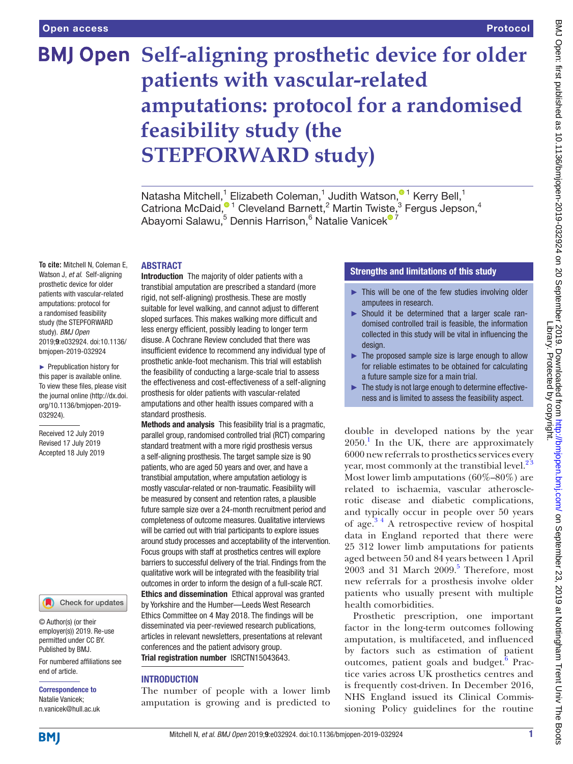Open access | Protocol

# Self-aligning prosthetic device for older patients with vascular-related amputations: protocol for a randomised feasibility study (the STEPFORWARD study)

Natasha Mitchell,[1] Elizabeth Coleman,[1] Judith Watson,[1] Kerry Bell,[1] Catriona McDaid,[1] Cleveland Barnett,[2] Martin Twiste,[3] Fergus Jepson,[4] Abayomi Salawu,[5] Dennis Harrison,[6] Natalie Vanicek[7]

**To cite:** Mitchell N, Coleman E, Watson J, *et al*. Self-aligning prosthetic device for older patients with vascular-related amputations: protocol for a randomised feasibility study (the STEPFORWARD study). *BMJ Open* 2019;**9**:e032924. doi:10.1136/bmjopen-2019-032924

► Prepublication history for this paper is available online. To view these files, please visit the journal online (http://dx.doi.org/10.1136/bmjopen-2019-032924).

Received 12 July 2019
Revised 17 July 2019
Accepted 18 July 2019

© Author(s) (or their employer(s)) 2019. Re-use permitted under CC BY. Published by BMJ.

For numbered affiliations see end of article.

**Correspondence to**
Natalie Vanicek;
n.vanicek@hull.ac.uk

## ABSTRACT

**Introduction** The majority of older patients with a transtibial amputation are prescribed a standard (more rigid, not self-aligning) prosthesis. These are mostly suitable for level walking, and cannot adjust to different sloped surfaces. This makes walking more difficult and less energy efficient, possibly leading to longer term disuse. A Cochrane Review concluded that there was insufficient evidence to recommend any individual type of prosthetic ankle-foot mechanism. This trial will establish the feasibility of conducting a large-scale trial to assess the effectiveness and cost-effectiveness of a self-aligning prosthesis for older patients with vascular-related amputations and other health issues compared with a standard prosthesis.

**Methods and analysis** This feasibility trial is a pragmatic, parallel group, randomised controlled trial (RCT) comparing standard treatment with a more rigid prosthesis versus a self-aligning prosthesis. The target sample size is 90 patients, who are aged 50 years and over, and have a transtibial amputation, where amputation aetiology is mostly vascular-related or non-traumatic. Feasibility will be measured by consent and retention rates, a plausible future sample size over a 24-month recruitment period and completeness of outcome measures. Qualitative interviews will be carried out with trial participants to explore issues around study processes and acceptability of the intervention. Focus groups with staff at prosthetics centres will explore barriers to successful delivery of the trial. Findings from the qualitative work will be integrated with the feasibility trial outcomes in order to inform the design of a full-scale RCT.

**Ethics and dissemination** Ethical approval was granted by Yorkshire and the Humber—Leeds West Research Ethics Committee on 4 May 2018. The findings will be disseminated via peer-reviewed research publications, articles in relevant newsletters, presentations at relevant conferences and the patient advisory group.

**Trial registration number** ISRCTN15043643.

### Strengths and limitations of this study

- This will be one of the few studies involving older amputees in research.
- Should it be determined that a larger scale randomised controlled trail is feasible, the information collected in this study will be vital in influencing the design.
- The proposed sample size is large enough to allow for reliable estimates to be obtained for calculating a future sample size for a main trial.
- The study is not large enough to determine effectiveness and is limited to assess the feasibility aspect.

## INTRODUCTION

The number of people with a lower limb amputation is growing and is predicted to double in developed nations by the year 2050.[1] In the UK, there are approximately 6000 new referrals to prosthetics services every year, most commonly at the transtibial level.[2,3] Most lower limb amputations (60%–80%) are related to ischaemia, vascular atherosclerotic disease and diabetic complications, and typically occur in people over 50 years of age.[3,4] A retrospective review of hospital data in England reported that there were 25 312 lower limb amputations for patients aged between 50 and 84 years between 1 April 2003 and 31 March 2009.[5] Therefore, most new referrals for a prosthesis involve older patients who usually present with multiple health comorbidities.

Prosthetic prescription, one important factor in the long-term outcomes following amputation, is multifaceted, and influenced by factors such as estimation of patient outcomes, patient goals and budget.[6] Practice varies across UK prosthetics centres and is frequently cost-driven. In December 2016, NHS England issued its Clinical Commissioning Policy guidelines for the routine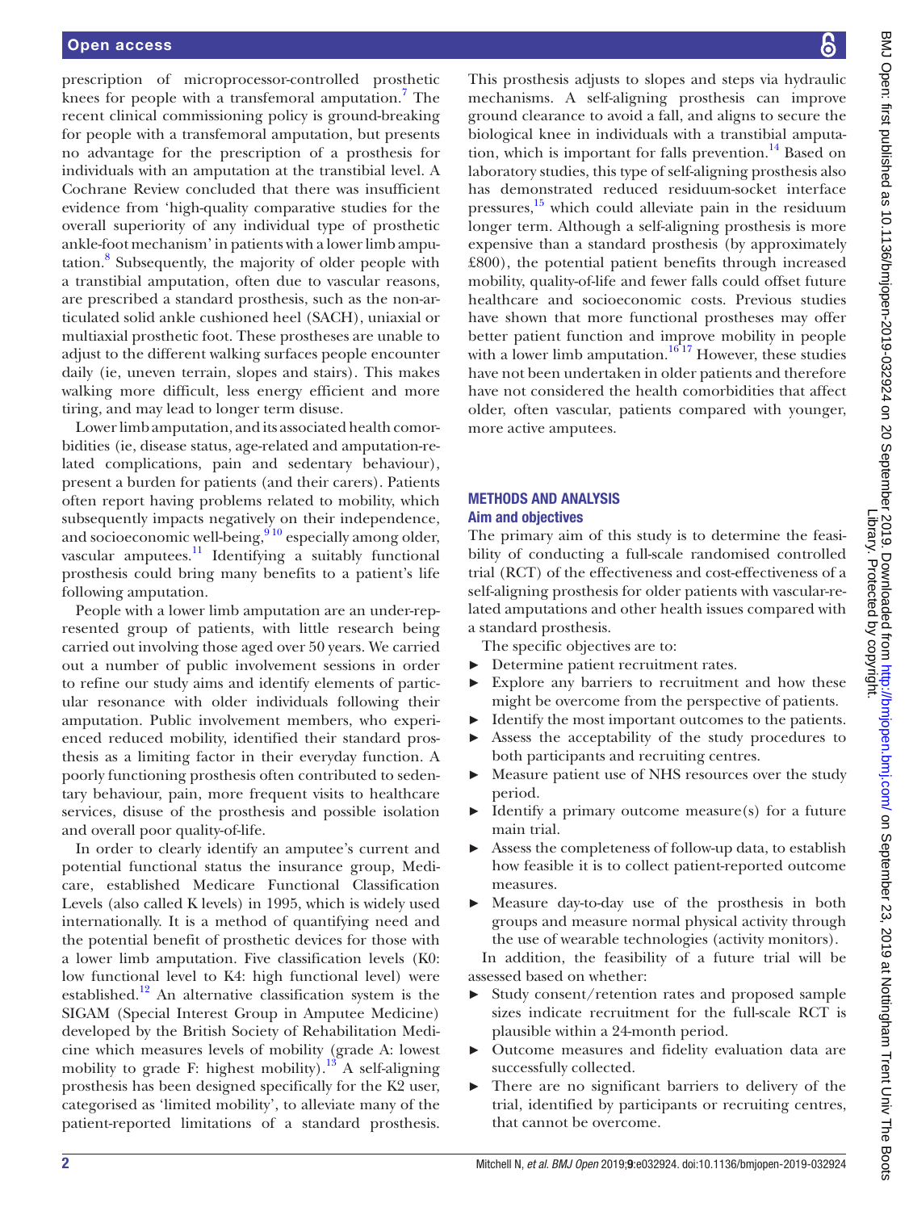prescription of microprocessor-controlled prosthetic knees for people with a transfemoral amputation.[7] The recent clinical commissioning policy is ground-breaking for people with a transfemoral amputation, but presents no advantage for the prescription of a prosthesis for individuals with an amputation at the transtibial level. A Cochrane Review concluded that there was insufficient evidence from 'high-quality comparative studies for the overall superiority of any individual type of prosthetic ankle-foot mechanism' in patients with a lower limb amputation.[8] Subsequently, the majority of older people with a transtibial amputation, often due to vascular reasons, are prescribed a standard prosthesis, such as the non-articulated solid ankle cushioned heel (SACH), uniaxial or multiaxial prosthetic foot. These prostheses are unable to adjust to the different walking surfaces people encounter daily (ie, uneven terrain, slopes and stairs). This makes walking more difficult, less energy efficient and more tiring, and may lead to longer term disuse.

Lower limb amputation, and its associated health comorbidities (ie, disease status, age-related and amputation-related complications, pain and sedentary behaviour), present a burden for patients (and their carers). Patients often report having problems related to mobility, which subsequently impacts negatively on their independence, and socioeconomic well-being,[9,10] especially among older, vascular amputees.[11] Identifying a suitably functional prosthesis could bring many benefits to a patient's life following amputation.

People with a lower limb amputation are an under-represented group of patients, with little research being carried out involving those aged over 50 years. We carried out a number of public involvement sessions in order to refine our study aims and identify elements of particular resonance with older individuals following their amputation. Public involvement members, who experienced reduced mobility, identified their standard prosthesis as a limiting factor in their everyday function. A poorly functioning prosthesis often contributed to sedentary behaviour, pain, more frequent visits to healthcare services, disuse of the prosthesis and possible isolation and overall poor quality-of-life.

In order to clearly identify an amputee's current and potential functional status the insurance group, Medicare, established Medicare Functional Classification Levels (also called K levels) in 1995, which is widely used internationally. It is a method of quantifying need and the potential benefit of prosthetic devices for those with a lower limb amputation. Five classification levels (K0: low functional level to K4: high functional level) were established.[12] An alternative classification system is the SIGAM (Special Interest Group in Amputee Medicine) developed by the British Society of Rehabilitation Medicine which measures levels of mobility (grade A: lowest mobility to grade F: highest mobility).[13] A self-aligning prosthesis has been designed specifically for the K2 user, categorised as 'limited mobility', to alleviate many of the patient-reported limitations of a standard prosthesis. This prosthesis adjusts to slopes and steps via hydraulic mechanisms. A self-aligning prosthesis can improve ground clearance to avoid a fall, and aligns to secure the biological knee in individuals with a transtibial amputation, which is important for falls prevention.[14] Based on laboratory studies, this type of self-aligning prosthesis also has demonstrated reduced residuum-socket interface pressures,[15] which could alleviate pain in the residuum longer term. Although a self-aligning prosthesis is more expensive than a standard prosthesis (by approximately £800), the potential patient benefits through increased mobility, quality-of-life and fewer falls could offset future healthcare and socioeconomic costs. Previous studies have shown that more functional prostheses may offer better patient function and improve mobility in people with a lower limb amputation.[16,17] However, these studies have not been undertaken in older patients and therefore have not considered the health comorbidities that affect older, often vascular, patients compared with younger, more active amputees.

## METHODS AND ANALYSIS

### Aim and objectives

The primary aim of this study is to determine the feasibility of conducting a full-scale randomised controlled trial (RCT) of the effectiveness and cost-effectiveness of a self-aligning prosthesis for older patients with vascular-related amputations and other health issues compared with a standard prosthesis.

The specific objectives are to:

- Determine patient recruitment rates.
- Explore any barriers to recruitment and how these might be overcome from the perspective of patients.
- Identify the most important outcomes to the patients.
- Assess the acceptability of the study procedures to both participants and recruiting centres.
- Measure patient use of NHS resources over the study period.
- Identify a primary outcome measure(s) for a future main trial.
- Assess the completeness of follow-up data, to establish how feasible it is to collect patient-reported outcome measures.
- Measure day-to-day use of the prosthesis in both groups and measure normal physical activity through the use of wearable technologies (activity monitors).

In addition, the feasibility of a future trial will be assessed based on whether:

- Study consent/retention rates and proposed sample sizes indicate recruitment for the full-scale RCT is plausible within a 24-month period.
- Outcome measures and fidelity evaluation data are successfully collected.
- There are no significant barriers to delivery of the trial, identified by participants or recruiting centres, that cannot be overcome.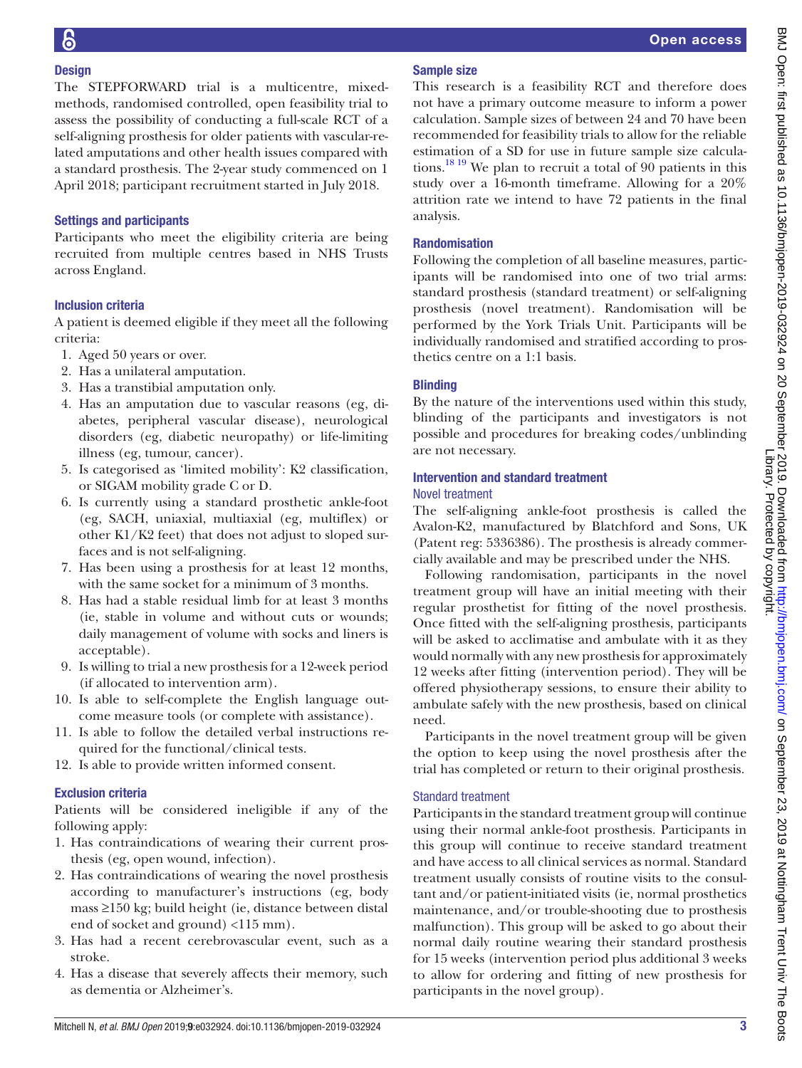## Design

The STEPFORWARD trial is a multicentre, mixed-methods, randomised controlled, open feasibility trial to assess the possibility of conducting a full-scale RCT of a self-aligning prosthesis for older patients with vascular-related amputations and other health issues compared with a standard prosthesis. The 2-year study commenced on 1 April 2018; participant recruitment started in July 2018.

## Settings and participants

Participants who meet the eligibility criteria are being recruited from multiple centres based in NHS Trusts across England.

## Inclusion criteria

A patient is deemed eligible if they meet all the following criteria:

1. Aged 50 years or over.
2. Has a unilateral amputation.
3. Has a transtibial amputation only.
4. Has an amputation due to vascular reasons (eg, diabetes, peripheral vascular disease), neurological disorders (eg, diabetic neuropathy) or life-limiting illness (eg, tumour, cancer).
5. Is categorised as 'limited mobility': K2 classification, or SIGAM mobility grade C or D.
6. Is currently using a standard prosthetic ankle-foot (eg, SACH, uniaxial, multiaxial (eg, multiflex) or other K1/K2 feet) that does not adjust to sloped surfaces and is not self-aligning.
7. Has been using a prosthesis for at least 12 months, with the same socket for a minimum of 3 months.
8. Has had a stable residual limb for at least 3 months (ie, stable in volume and without cuts or wounds; daily management of volume with socks and liners is acceptable).
9. Is willing to trial a new prosthesis for a 12-week period (if allocated to intervention arm).
10. Is able to self-complete the English language outcome measure tools (or complete with assistance).
11. Is able to follow the detailed verbal instructions required for the functional/clinical tests.
12. Is able to provide written informed consent.

## Exclusion criteria

Patients will be considered ineligible if any of the following apply:

1. Has contraindications of wearing their current prosthesis (eg, open wound, infection).
2. Has contraindications of wearing the novel prosthesis according to manufacturer's instructions (eg, body mass ≥150 kg; build height (ie, distance between distal end of socket and ground) <115 mm).
3. Has had a recent cerebrovascular event, such as a stroke.
4. Has a disease that severely affects their memory, such as dementia or Alzheimer's.

## Sample size

This research is a feasibility RCT and therefore does not have a primary outcome measure to inform a power calculation. Sample sizes of between 24 and 70 have been recommended for feasibility trials to allow for the reliable estimation of a SD for use in future sample size calculations.[18,19] We plan to recruit a total of 90 patients in this study over a 16-month timeframe. Allowing for a 20% attrition rate we intend to have 72 patients in the final analysis.

## Randomisation

Following the completion of all baseline measures, participants will be randomised into one of two trial arms: standard prosthesis (standard treatment) or self-aligning prosthesis (novel treatment). Randomisation will be performed by the York Trials Unit. Participants will be individually randomised and stratified according to prosthetics centre on a 1:1 basis.

## Blinding

By the nature of the interventions used within this study, blinding of the participants and investigators is not possible and procedures for breaking codes/unblinding are not necessary.

## Intervention and standard treatment

### Novel treatment

The self-aligning ankle-foot prosthesis is called the Avalon-K2, manufactured by Blatchford and Sons, UK (Patent reg: 5336386). The prosthesis is already commercially available and may be prescribed under the NHS.

Following randomisation, participants in the novel treatment group will have an initial meeting with their regular prosthetist for fitting of the novel prosthesis. Once fitted with the self-aligning prosthesis, participants will be asked to acclimatise and ambulate with it as they would normally with any new prosthesis for approximately 12 weeks after fitting (intervention period). They will be offered physiotherapy sessions, to ensure their ability to ambulate safely with the new prosthesis, based on clinical need.

Participants in the novel treatment group will be given the option to keep using the novel prosthesis after the trial has completed or return to their original prosthesis.

### Standard treatment

Participants in the standard treatment group will continue using their normal ankle-foot prosthesis. Participants in this group will continue to receive standard treatment and have access to all clinical services as normal. Standard treatment usually consists of routine visits to the consultant and/or patient-initiated visits (ie, normal prosthetics maintenance, and/or trouble-shooting due to prosthesis malfunction). This group will be asked to go about their normal daily routine wearing their standard prosthesis for 15 weeks (intervention period plus additional 3 weeks to allow for ordering and fitting of new prosthesis for participants in the novel group).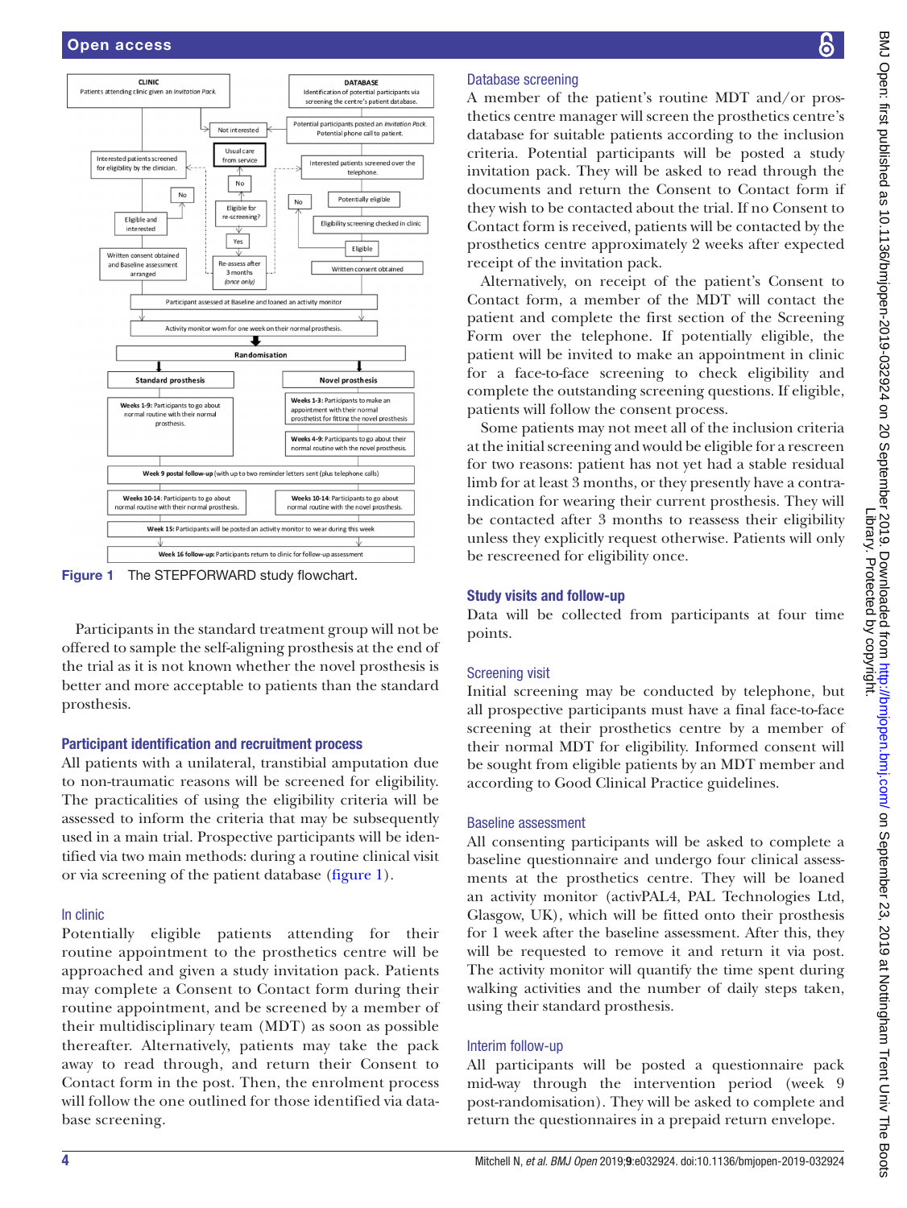CLINIC
Patients attending clinic given an *Invitation Pack*

DATABASE
Identification of potential participants via screening the centre's patient database.

Not interested

Potential participants posted an *Invitation Pack*. Potential phone call to patient.

Usual care from service

Interested patients screened for eligibility by the clinician.

Interested patients screened over the telephone.

No

No

Eligible for re-screening?

No

Potentially eligible

Eligible and interested

Eligibility screening checked in clinic

Yes

Eligible

Written consent obtained and Baseline assessment arranged

Re-assess after 3 months (once only)

Written consent obtained

Participant assessed at Baseline and loaned an activity monitor

Activity monitor worn for one week on their normal prosthesis.

Randomisation

Standard prosthesis

Novel prosthesis

**Weeks 1-9:** Participants to go about normal routine with their normal prosthesis.

**Weeks 1-3:** Participants to make an appointment with their normal prosthetist for fitting the novel prosthesis

**Weeks 4-9:** Participants to go about their normal routine with the novel prosthesis.

**Week 9 postal follow-up** (with up to two reminder letters sent (plus telephone calls)

**Weeks 10-14:** Participants to go about normal routine with their normal prosthesis.

**Weeks 10-14:** Participants to go about normal routine with the novel prosthesis.

**Week 15:** Participants will be posted an activity monitor to wear during this week

**Week 16 follow-up:** Participants return to clinic for follow-up assessment

**Figure 1** The STEPFORWARD study flowchart.

Participants in the standard treatment group will not be offered to sample the self-aligning prosthesis at the end of the trial as it is not known whether the novel prosthesis is better and more acceptable to patients than the standard prosthesis.

### Participant identification and recruitment process

All patients with a unilateral, transtibial amputation due to non-traumatic reasons will be screened for eligibility. The practicalities of using the eligibility criteria will be assessed to inform the criteria that may be subsequently used in a main trial. Prospective participants will be identified via two main methods: during a routine clinical visit or via screening of the patient database (figure 1).

#### In clinic

Potentially eligible patients attending for their routine appointment to the prosthetics centre will be approached and given a study invitation pack. Patients may complete a Consent to Contact form during their routine appointment, and be screened by a member of their multidisciplinary team (MDT) as soon as possible thereafter. Alternatively, patients may take the pack away to read through, and return their Consent to Contact form in the post. Then, the enrolment process will follow the one outlined for those identified via database screening.

#### Database screening

A member of the patient's routine MDT and/or prosthetics centre manager will screen the prosthetics centre's database for suitable patients according to the inclusion criteria. Potential participants will be posted a study invitation pack. They will be asked to read through the documents and return the Consent to Contact form if they wish to be contacted about the trial. If no Consent to Contact form is received, patients will be contacted by the prosthetics centre approximately 2 weeks after expected receipt of the invitation pack.

Alternatively, on receipt of the patient's Consent to Contact form, a member of the MDT will contact the patient and complete the first section of the Screening Form over the telephone. If potentially eligible, the patient will be invited to make an appointment in clinic for a face-to-face screening to check eligibility and complete the outstanding screening questions. If eligible, patients will follow the consent process.

Some patients may not meet all of the inclusion criteria at the initial screening and would be eligible for a rescreen for two reasons: patient has not yet had a stable residual limb for at least 3 months, or they presently have a contraindication for wearing their current prosthesis. They will be contacted after 3 months to reassess their eligibility unless they explicitly request otherwise. Patients will only be rescreened for eligibility once.

### Study visits and follow-up

Data will be collected from participants at four time points.

#### Screening visit

Initial screening may be conducted by telephone, but all prospective participants must have a final face-to-face screening at their prosthetics centre by a member of their normal MDT for eligibility. Informed consent will be sought from eligible patients by an MDT member and according to Good Clinical Practice guidelines.

#### Baseline assessment

All consenting participants will be asked to complete a baseline questionnaire and undergo four clinical assessments at the prosthetics centre. They will be loaned an activity monitor (activPAL4, PAL Technologies Ltd, Glasgow, UK), which will be fitted onto their prosthesis for 1 week after the baseline assessment. After this, they will be requested to remove it and return it via post. The activity monitor will quantify the time spent during walking activities and the number of daily steps taken, using their standard prosthesis.

#### Interim follow-up

All participants will be posted a questionnaire pack mid-way through the intervention period (week 9 post-randomisation). They will be asked to complete and return the questionnaires in a prepaid return envelope.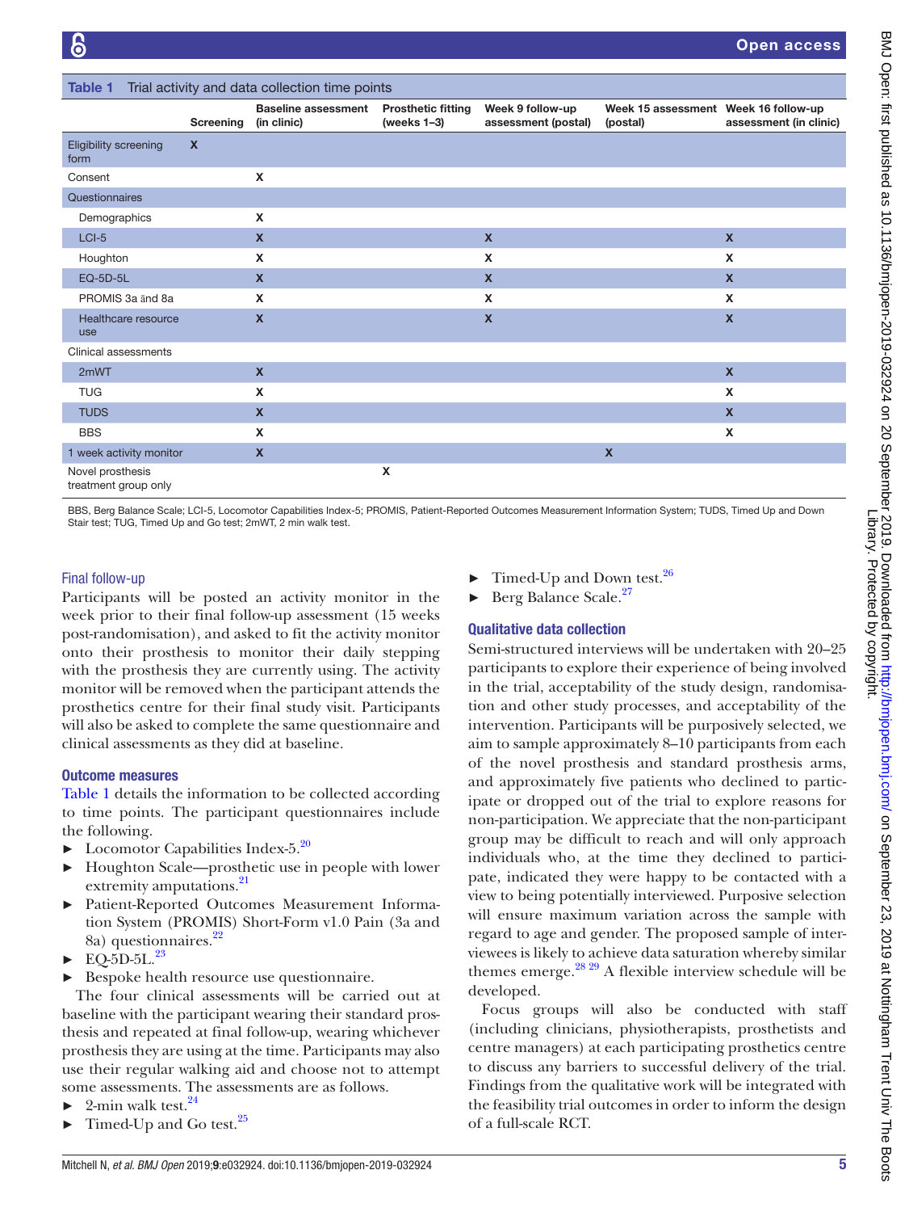**Table 1** Trial activity and data collection time points

| | Screening | Baseline assessment (in clinic) | Prosthetic fitting (weeks 1–3) | Week 9 follow-up assessment (postal) | Week 15 assessment (postal) | Week 16 follow-up assessment (in clinic) |
|---|---|---|---|---|---|---|
| Eligibility screening form | X | | | | | |
| Consent | | X | | | | |
| Questionnaires | | | | | | |
| Demographics | | X | | | | |
| LCI-5 | | X | | X | | X |
| Houghton | | X | | X | | X |
| EQ-5D-5L | | X | | X | | X |
| PROMIS 3a and 8a | | X | | X | | X |
| Healthcare resource use | | X | | X | | X |
| Clinical assessments | | | | | | |
| 2mWT | | X | | | | X |
| TUG | | X | | | | X |
| TUDS | | X | | | | X |
| BBS | | X | | | | X |
| 1 week activity monitor | | X | | | X | |
| Novel prosthesis treatment group only | | | X | | | |

BBS, Berg Balance Scale; LCI-5, Locomotor Capabilities Index-5; PROMIS, Patient-Reported Outcomes Measurement Information System; TUDS, Timed Up and Down Stair test; TUG, Timed Up and Go test; 2mWT, 2 min walk test.

### Final follow-up

Participants will be posted an activity monitor in the week prior to their final follow-up assessment (15 weeks post-randomisation), and asked to fit the activity monitor onto their prosthesis to monitor their daily stepping with the prosthesis they are currently using. The activity monitor will be removed when the participant attends the prosthetics centre for their final study visit. Participants will also be asked to complete the same questionnaire and clinical assessments as they did at baseline.

### Outcome measures

Table 1 details the information to be collected according to time points. The participant questionnaires include the following.

- Locomotor Capabilities Index-5.[20]
- Houghton Scale—prosthetic use in people with lower extremity amputations.[21]
- Patient-Reported Outcomes Measurement Information System (PROMIS) Short-Form v1.0 Pain (3a and 8a) questionnaires.[22]
- EQ-5D-5L.[23]
- Bespoke health resource use questionnaire.

The four clinical assessments will be carried out at baseline with the participant wearing their standard prosthesis and repeated at final follow-up, wearing whichever prosthesis they are using at the time. Participants may also use their regular walking aid and choose not to attempt some assessments. The assessments are as follows.

- 2-min walk test.[24]
- Timed-Up and Go test.[25]
- Timed-Up and Down test.[26]
- Berg Balance Scale.[27]

### Qualitative data collection

Semi-structured interviews will be undertaken with 20–25 participants to explore their experience of being involved in the trial, acceptability of the study design, randomisation and other study processes, and acceptability of the intervention. Participants will be purposively selected, we aim to sample approximately 8–10 participants from each of the novel prosthesis and standard prosthesis arms, and approximately five patients who declined to participate or dropped out of the trial to explore reasons for non-participation. We appreciate that the non-participant group may be difficult to reach and will only approach individuals who, at the time they declined to participate, indicated they were happy to be contacted with a view to being potentially interviewed. Purposive selection will ensure maximum variation across the sample with regard to age and gender. The proposed sample of interviewees is likely to achieve data saturation whereby similar themes emerge.[28,29] A flexible interview schedule will be developed.

Focus groups will also be conducted with staff (including clinicians, physiotherapists, prosthetists and centre managers) at each participating prosthetics centre to discuss any barriers to successful delivery of the trial. Findings from the qualitative work will be integrated with the feasibility trial outcomes in order to inform the design of a full-scale RCT.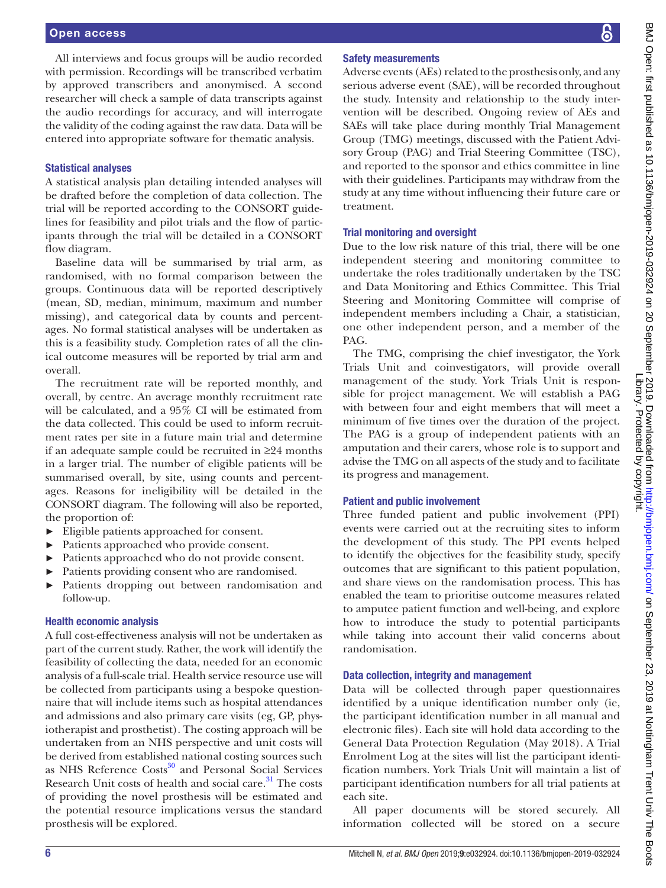All interviews and focus groups will be audio recorded with permission. Recordings will be transcribed verbatim by approved transcribers and anonymised. A second researcher will check a sample of data transcripts against the audio recordings for accuracy, and will interrogate the validity of the coding against the raw data. Data will be entered into appropriate software for thematic analysis.

### Statistical analyses

A statistical analysis plan detailing intended analyses will be drafted before the completion of data collection. The trial will be reported according to the CONSORT guidelines for feasibility and pilot trials and the flow of participants through the trial will be detailed in a CONSORT flow diagram.

Baseline data will be summarised by trial arm, as randomised, with no formal comparison between the groups. Continuous data will be reported descriptively (mean, SD, median, minimum, maximum and number missing), and categorical data by counts and percentages. No formal statistical analyses will be undertaken as this is a feasibility study. Completion rates of all the clinical outcome measures will be reported by trial arm and overall.

The recruitment rate will be reported monthly, and overall, by centre. An average monthly recruitment rate will be calculated, and a 95% CI will be estimated from the data collected. This could be used to inform recruitment rates per site in a future main trial and determine if an adequate sample could be recruited in ≥24 months in a larger trial. The number of eligible patients will be summarised overall, by site, using counts and percentages. Reasons for ineligibility will be detailed in the CONSORT diagram. The following will also be reported, the proportion of:

- Eligible patients approached for consent.
- Patients approached who provide consent.
- Patients approached who do not provide consent.
- Patients providing consent who are randomised.
- Patients dropping out between randomisation and follow-up.

### Health economic analysis

A full cost-effectiveness analysis will not be undertaken as part of the current study. Rather, the work will identify the feasibility of collecting the data, needed for an economic analysis of a full-scale trial. Health service resource use will be collected from participants using a bespoke questionnaire that will include items such as hospital attendances and admissions and also primary care visits (eg, GP, physiotherapist and prosthetist). The costing approach will be undertaken from an NHS perspective and unit costs will be derived from established national costing sources such as NHS Reference Costs[30] and Personal Social Services Research Unit costs of health and social care.[31] The costs of providing the novel prosthesis will be estimated and the potential resource implications versus the standard prosthesis will be explored.

### Safety measurements

Adverse events (AEs) related to the prosthesis only, and any serious adverse event (SAE), will be recorded throughout the study. Intensity and relationship to the study intervention will be described. Ongoing review of AEs and SAEs will take place during monthly Trial Management Group (TMG) meetings, discussed with the Patient Advisory Group (PAG) and Trial Steering Committee (TSC), and reported to the sponsor and ethics committee in line with their guidelines. Participants may withdraw from the study at any time without influencing their future care or treatment.

### Trial monitoring and oversight

Due to the low risk nature of this trial, there will be one independent steering and monitoring committee to undertake the roles traditionally undertaken by the TSC and Data Monitoring and Ethics Committee. This Trial Steering and Monitoring Committee will comprise of independent members including a Chair, a statistician, one other independent person, and a member of the PAG.

The TMG, comprising the chief investigator, the York Trials Unit and coinvestigators, will provide overall management of the study. York Trials Unit is responsible for project management. We will establish a PAG with between four and eight members that will meet a minimum of five times over the duration of the project. The PAG is a group of independent patients with an amputation and their carers, whose role is to support and advise the TMG on all aspects of the study and to facilitate its progress and management.

### Patient and public involvement

Three funded patient and public involvement (PPI) events were carried out at the recruiting sites to inform the development of this study. The PPI events helped to identify the objectives for the feasibility study, specify outcomes that are significant to this patient population, and share views on the randomisation process. This has enabled the team to prioritise outcome measures related to amputee patient function and well-being, and explore how to introduce the study to potential participants while taking into account their valid concerns about randomisation.

### Data collection, integrity and management

Data will be collected through paper questionnaires identified by a unique identification number only (ie, the participant identification number in all manual and electronic files). Each site will hold data according to the General Data Protection Regulation (May 2018). A Trial Enrolment Log at the sites will list the participant identification numbers. York Trials Unit will maintain a list of participant identification numbers for all trial patients at each site.

All paper documents will be stored securely. All information collected will be stored on a secure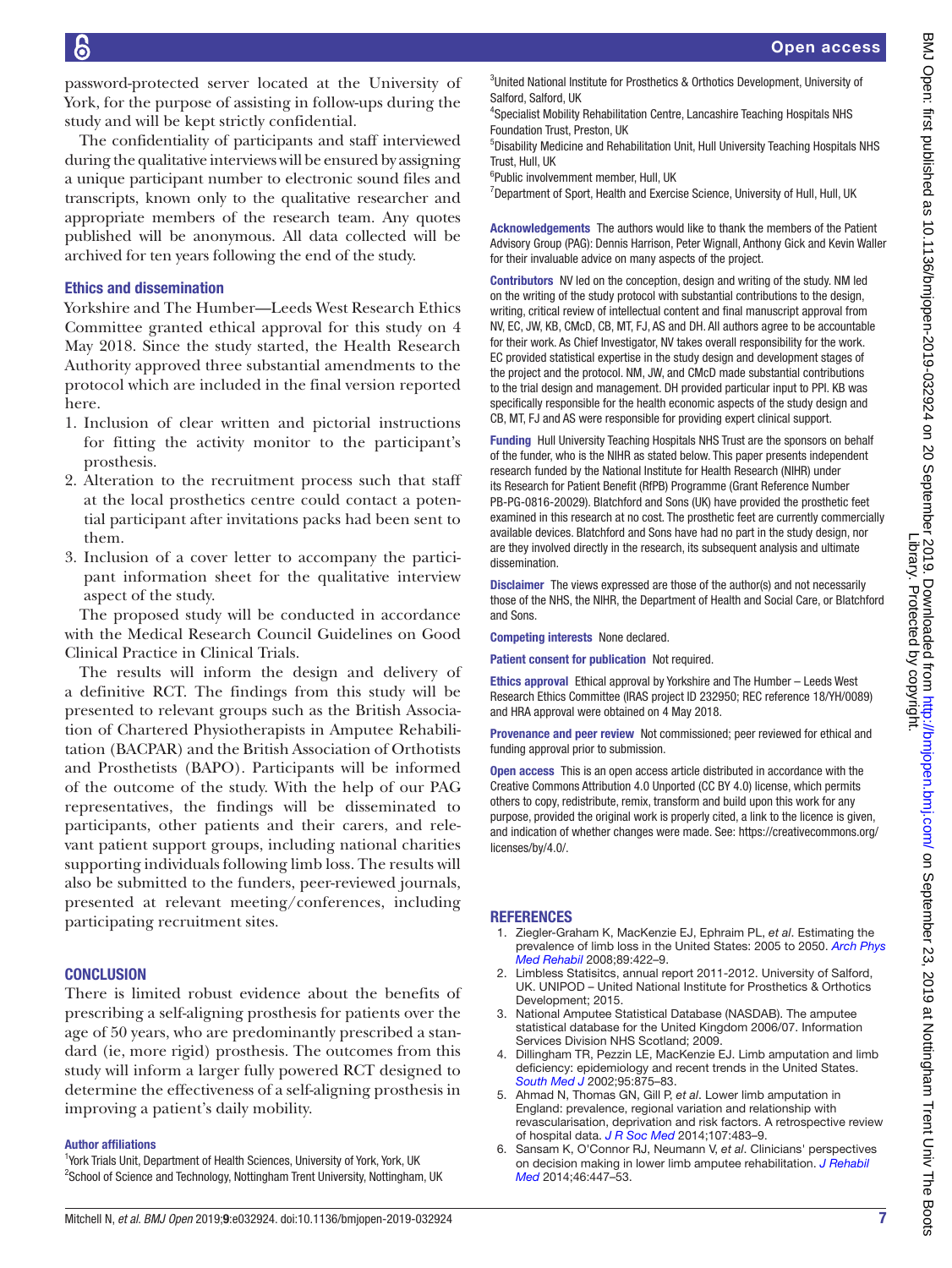password-protected server located at the University of York, for the purpose of assisting in follow-ups during the study and will be kept strictly confidential.

The confidentiality of participants and staff interviewed during the qualitative interviews will be ensured by assigning a unique participant number to electronic sound files and transcripts, known only to the qualitative researcher and appropriate members of the research team. Any quotes published will be anonymous. All data collected will be archived for ten years following the end of the study.

## Ethics and dissemination

Yorkshire and The Humber—Leeds West Research Ethics Committee granted ethical approval for this study on 4 May 2018. Since the study started, the Health Research Authority approved three substantial amendments to the protocol which are included in the final version reported here.

1. Inclusion of clear written and pictorial instructions for fitting the activity monitor to the participant's prosthesis.
2. Alteration to the recruitment process such that staff at the local prosthetics centre could contact a potential participant after invitations packs had been sent to them.
3. Inclusion of a cover letter to accompany the participant information sheet for the qualitative interview aspect of the study.

The proposed study will be conducted in accordance with the Medical Research Council Guidelines on Good Clinical Practice in Clinical Trials.

The results will inform the design and delivery of a definitive RCT. The findings from this study will be presented to relevant groups such as the British Association of Chartered Physiotherapists in Amputee Rehabilitation (BACPAR) and the British Association of Orthotists and Prosthetists (BAPO). Participants will be informed of the outcome of the study. With the help of our PAG representatives, the findings will be disseminated to participants, other patients and their carers, and relevant patient support groups, including national charities supporting individuals following limb loss. The results will also be submitted to the funders, peer-reviewed journals, presented at relevant meeting/conferences, including participating recruitment sites.

## CONCLUSION

There is limited robust evidence about the benefits of prescribing a self-aligning prosthesis for patients over the age of 50 years, who are predominantly prescribed a standard (ie, more rigid) prosthesis. The outcomes from this study will inform a larger fully powered RCT designed to determine the effectiveness of a self-aligning prosthesis in improving a patient's daily mobility.

### Author affiliations

[1]York Trials Unit, Department of Health Sciences, University of York, York, UK
[2]School of Science and Technology, Nottingham Trent University, Nottingham, UK
[3]United National Institute for Prosthetics & Orthotics Development, University of Salford, Salford, UK
[4]Specialist Mobility Rehabilitation Centre, Lancashire Teaching Hospitals NHS Foundation Trust, Preston, UK
[5]Disability Medicine and Rehabilitation Unit, Hull University Teaching Hospitals NHS Trust, Hull, UK
[6]Public involvemment member, Hull, UK
[7]Department of Sport, Health and Exercise Science, University of Hull, Hull, UK

**Acknowledgements** The authors would like to thank the members of the Patient Advisory Group (PAG): Dennis Harrison, Peter Wignall, Anthony Gick and Kevin Waller for their invaluable advice on many aspects of the project.

**Contributors** NV led on the conception, design and writing of the study. NM led on the writing of the study protocol with substantial contributions to the design, writing, critical review of intellectual content and final manuscript approval from NV, EC, JW, KB, CMcD, CB, MT, FJ, AS and DH. All authors agree to be accountable for their work. As Chief Investigator, NV takes overall responsibility for the work. EC provided statistical expertise in the study design and development stages of the project and the protocol. NM, JW, and CMcD made substantial contributions to the trial design and management. DH provided particular input to PPI. KB was specifically responsible for the health economic aspects of the study design and CB, MT, FJ and AS were responsible for providing expert clinical support.

**Funding** Hull University Teaching Hospitals NHS Trust are the sponsors on behalf of the funder, who is the NIHR as stated below. This paper presents independent research funded by the National Institute for Health Research (NIHR) under its Research for Patient Benefit (RfPB) Programme (Grant Reference Number PB-PG-0816-20029). Blatchford and Sons (UK) have provided the prosthetic feet examined in this research at no cost. The prosthetic feet are currently commercially available devices. Blatchford and Sons have had no part in the study design, nor are they involved directly in the research, its subsequent analysis and ultimate dissemination.

**Disclaimer** The views expressed are those of the author(s) and not necessarily those of the NHS, the NIHR, the Department of Health and Social Care, or Blatchford and Sons.

**Competing interests** None declared.

**Patient consent for publication** Not required.

**Ethics approval** Ethical approval by Yorkshire and The Humber – Leeds West Research Ethics Committee (IRAS project ID 232950; REC reference 18/YH/0089) and HRA approval were obtained on 4 May 2018.

**Provenance and peer review** Not commissioned; peer reviewed for ethical and funding approval prior to submission.

**Open access** This is an open access article distributed in accordance with the Creative Commons Attribution 4.0 Unported (CC BY 4.0) license, which permits others to copy, redistribute, remix, transform and build upon this work for any purpose, provided the original work is properly cited, a link to the licence is given, and indication of whether changes were made. See: https://creativecommons.org/licenses/by/4.0/.

## REFERENCES

1. Ziegler-Graham K, MacKenzie EJ, Ephraim PL, *et al*. Estimating the prevalence of limb loss in the United States: 2005 to 2050. *Arch Phys Med Rehabil* 2008;89:422–9.
2. Limbless Statisitcs, annual report 2011-2012. University of Salford, UK. UNIPOD – United National Institute for Prosthetics & Orthotics Development; 2015.
3. National Amputee Statistical Database (NASDAB). The amputee statistical database for the United Kingdom 2006/07. Information Services Division NHS Scotland; 2009.
4. Dillingham TR, Pezzin LE, MacKenzie EJ. Limb amputation and limb deficiency: epidemiology and recent trends in the United States. *South Med J* 2002;95:875–83.
5. Ahmad N, Thomas GN, Gill P, *et al*. Lower limb amputation in England: prevalence, regional variation and relationship with revascularisation, deprivation and risk factors. A retrospective review of hospital data. *J R Soc Med* 2014;107:483–9.
6. Sansam K, O'Connor RJ, Neumann V, *et al*. Clinicians' perspectives on decision making in lower limb amputee rehabilitation. *J Rehabil Med* 2014;46:447–53.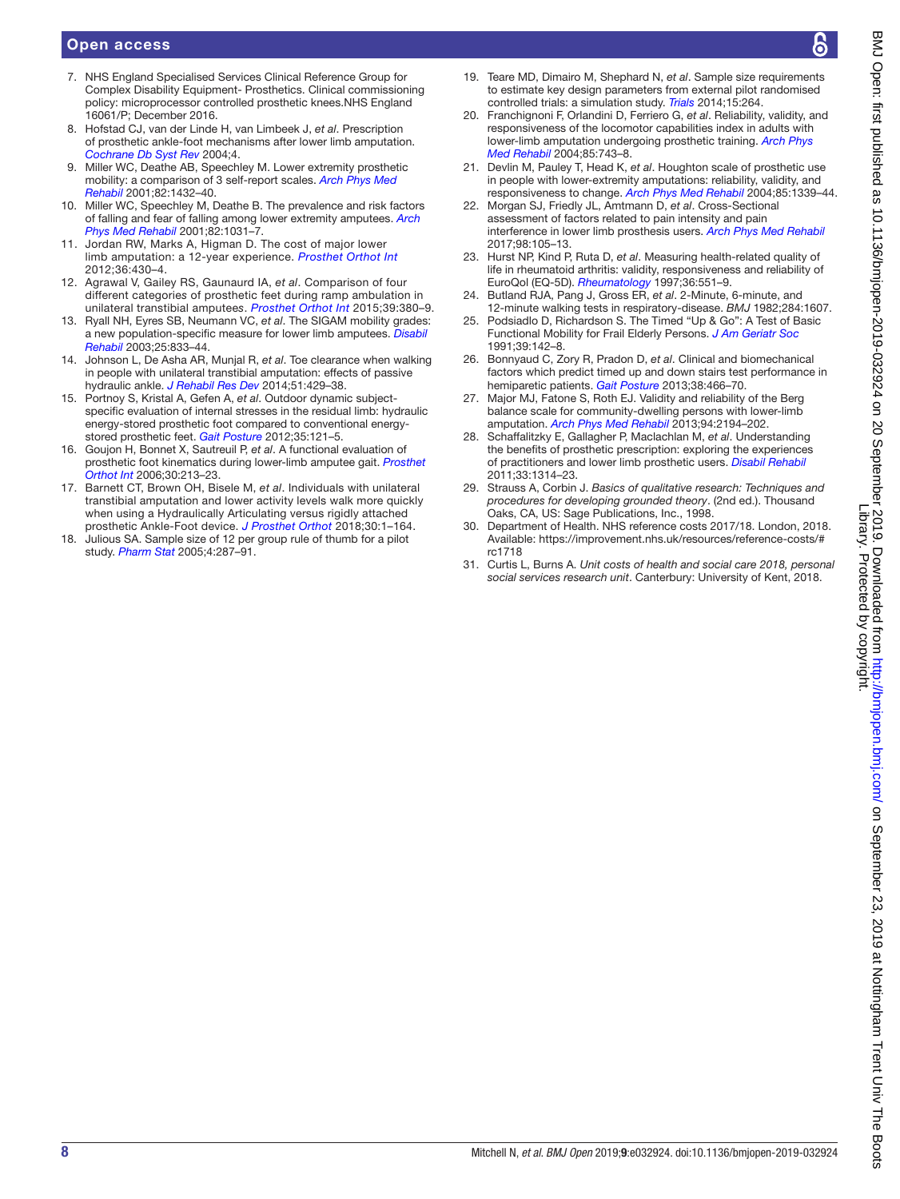7. NHS England Specialised Services Clinical Reference Group for Complex Disability Equipment- Prosthetics. Clinical commissioning policy: microprocessor controlled prosthetic knees.NHS England 16061/P; December 2016.
8. Hofstad CJ, van der Linde H, van Limbeek J, *et al*. Prescription of prosthetic ankle-foot mechanisms after lower limb amputation. *Cochrane Db Syst Rev* 2004;4.
9. Miller WC, Deathe AB, Speechley M. Lower extremity prosthetic mobility: a comparison of 3 self-report scales. *Arch Phys Med Rehabil* 2001;82:1432–40.
10. Miller WC, Speechley M, Deathe B. The prevalence and risk factors of falling and fear of falling among lower extremity amputees. *Arch Phys Med Rehabil* 2001;82:1031–7.
11. Jordan RW, Marks A, Higman D. The cost of major lower limb amputation: a 12-year experience. *Prosthet Orthot Int* 2012;36:430–4.
12. Agrawal V, Gailey RS, Gaunaurd IA, *et al*. Comparison of four different categories of prosthetic feet during ramp ambulation in unilateral transtibial amputees. *Prosthet Orthot Int* 2015;39:380–9.
13. Ryall NH, Eyres SB, Neumann VC, *et al*. The SIGAM mobility grades: a new population-specific measure for lower limb amputees. *Disabil Rehabil* 2003;25:833–44.
14. Johnson L, De Asha AR, Munjal R, *et al*. Toe clearance when walking in people with unilateral transtibial amputation: effects of passive hydraulic ankle. *J Rehabil Res Dev* 2014;51:429–38.
15. Portnoy S, Kristal A, Gefen A, *et al*. Outdoor dynamic subject-specific evaluation of internal stresses in the residual limb: hydraulic energy-stored prosthetic foot compared to conventional energy-stored prosthetic feet. *Gait Posture* 2012;35:121–5.
16. Goujon H, Bonnet X, Sautreuil P, *et al*. A functional evaluation of prosthetic foot kinematics during lower-limb amputee gait. *Prosthet Orthot Int* 2006;30:213–23.
17. Barnett CT, Brown OH, Bisele M, *et al*. Individuals with unilateral transtibial amputation and lower activity levels walk more quickly when using a Hydraulically Articulating versus rigidly attached prosthetic Ankle-Foot device. *J Prosthet Orthot* 2018;30:1–164.
18. Julious SA. Sample size of 12 per group rule of thumb for a pilot study. *Pharm Stat* 2005;4:287–91.
19. Teare MD, Dimairo M, Shephard N, *et al*. Sample size requirements to estimate key design parameters from external pilot randomised controlled trials: a simulation study. *Trials* 2014;15:264.
20. Franchignoni F, Orlandini D, Ferriero G, *et al*. Reliability, validity, and responsiveness of the locomotor capabilities index in adults with lower-limb amputation undergoing prosthetic training. *Arch Phys Med Rehabil* 2004;85:743–8.
21. Devlin M, Pauley T, Head K, *et al*. Houghton scale of prosthetic use in people with lower-extremity amputations: reliability, validity, and responsiveness to change. *Arch Phys Med Rehabil* 2004;85:1339–44.
22. Morgan SJ, Friedly JL, Amtmann D, *et al*. Cross-Sectional assessment of factors related to pain intensity and pain interference in lower limb prosthesis users. *Arch Phys Med Rehabil* 2017;98:105–13.
23. Hurst NP, Kind P, Ruta D, *et al*. Measuring health-related quality of life in rheumatoid arthritis: validity, responsiveness and reliability of EuroQol (EQ-5D). *Rheumatology* 1997;36:551–9.
24. Butland RJA, Pang J, Gross ER, *et al*. 2-Minute, 6-minute, and 12-minute walking tests in respiratory-disease. *BMJ* 1982;284:1607.
25. Podsiadlo D, Richardson S. The Timed "Up & Go": A Test of Basic Functional Mobility for Frail Elderly Persons. *J Am Geriatr Soc* 1991;39:142–8.
26. Bonnyaud C, Zory R, Pradon D, *et al*. Clinical and biomechanical factors which predict timed up and down stairs test performance in hemiparetic patients. *Gait Posture* 2013;38:466–70.
27. Major MJ, Fatone S, Roth EJ. Validity and reliability of the Berg balance scale for community-dwelling persons with lower-limb amputation. *Arch Phys Med Rehabil* 2013;94:2194–202.
28. Schaffalitzky E, Gallagher P, Maclachlan M, *et al*. Understanding the benefits of prosthetic prescription: exploring the experiences of practitioners and lower limb prosthetic users. *Disabil Rehabil* 2011;33:1314–23.
29. Strauss A, Corbin J. *Basics of qualitative research: Techniques and procedures for developing grounded theory*. (2nd ed.). Thousand Oaks, CA, US: Sage Publications, Inc., 1998.
30. Department of Health. NHS reference costs 2017/18. London, 2018. Available: https://improvement.nhs.uk/resources/reference-costs/#rc1718
31. Curtis L, Burns A. *Unit costs of health and social care 2018, personal social services research unit*. Canterbury: University of Kent, 2018.